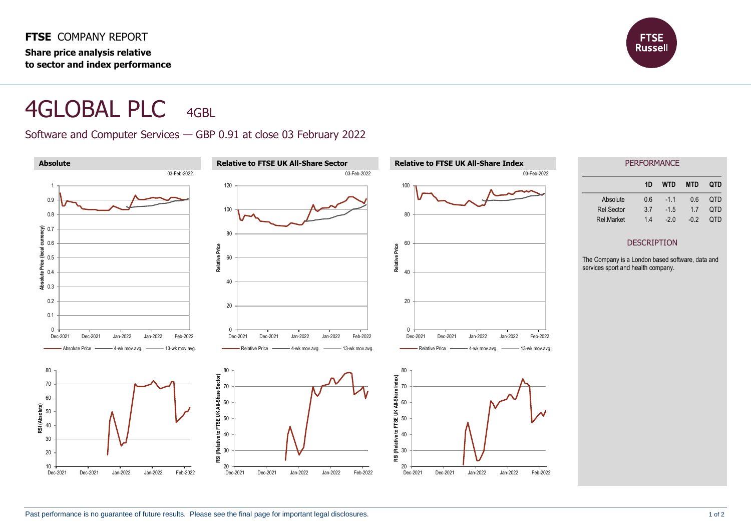**FTSE** COMPANY REPORT

**Share price analysis relative to sector and index performance**

# 4GLOBAL PLC 4GBL

## Software and Computer Services — GBP 0.91 at close 03 February 2022

### Absolute

03-Feb-2022

### Relative to FTSE UK All-Share Sector

03-Feb-2022

### Relative to FTSE UK All-Share Index

03-Feb-2022

### PERFORMANCE

| | 1D | WTD | MTD | QTD |
|---|---|---|---|---|
| Absolute | 0.6 | -1.1 | 0.6 | QTD |
| Rel.Sector | 3.7 | -1.5 | 1.7 | QTD |
| Rel.Market | 1.4 | -2.0 | -0.2 | QTD |

### DESCRIPTION

The Company is a London based software, data and services sport and health company.

Past performance is no guarantee of future results. Please see the final page for important legal disclosures.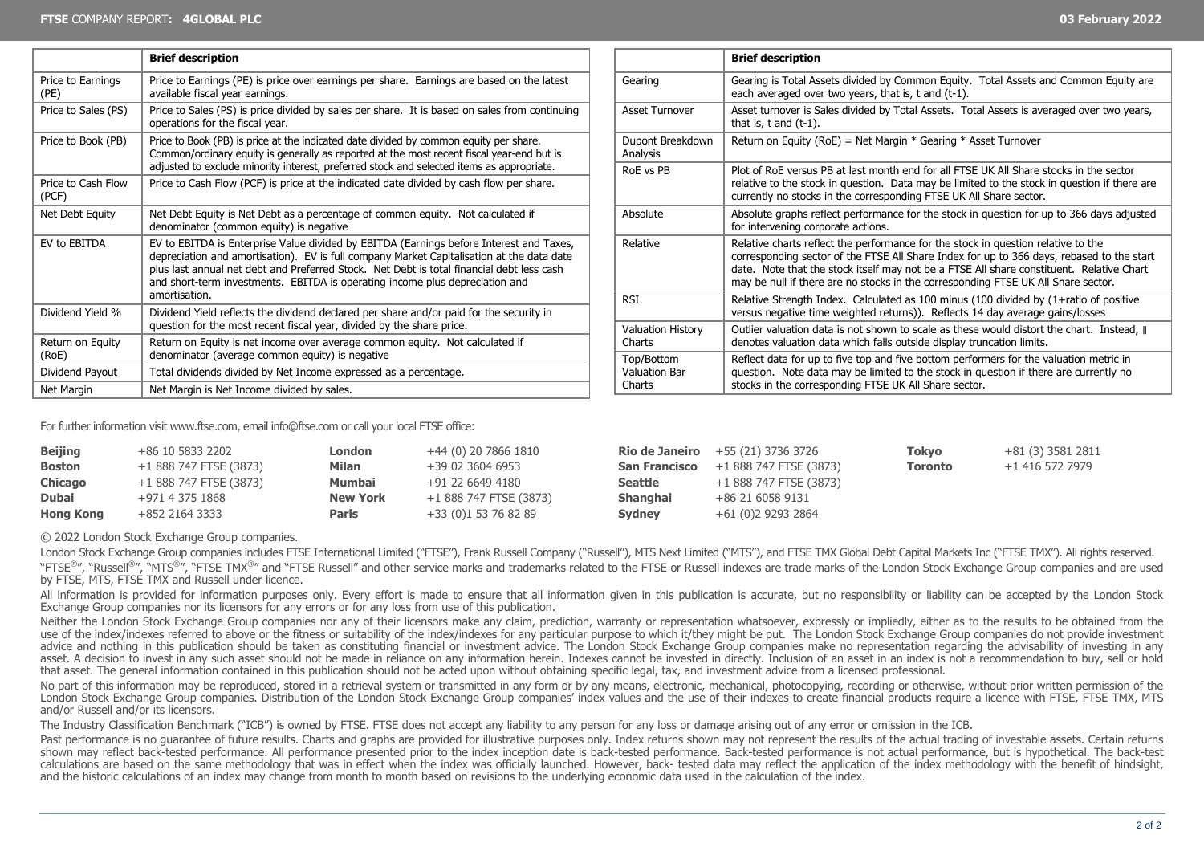| | Brief description |
|---|---|
| Price to Earnings (PE) | Price to Earnings (PE) is price over earnings per share. Earnings are based on the latest available fiscal year earnings. |
| Price to Sales (PS) | Price to Sales (PS) is price divided by sales per share. It is based on sales from continuing operations for the fiscal year. |
| Price to Book (PB) | Price to Book (PB) is price at the indicated date divided by common equity per share. Common/ordinary equity is generally as reported at the most recent fiscal year-end but is adjusted to exclude minority interest, preferred stock and selected items as appropriate. |
| Price to Cash Flow (PCF) | Price to Cash Flow (PCF) is price at the indicated date divided by cash flow per share. |
| Net Debt Equity | Net Debt Equity is Net Debt as a percentage of common equity. Not calculated if denominator (common equity) is negative |
| EV to EBITDA | EV to EBITDA is Enterprise Value divided by EBITDA (Earnings before Interest and Taxes, depreciation and amortisation). EV is full company Market Capitalisation at the data date plus last annual net debt and Preferred Stock. Net Debt is total financial debt less cash and short-term investments. EBITDA is operating income plus depreciation and amortisation. |
| Dividend Yield % | Dividend Yield reflects the dividend declared per share and/or paid for the security in question for the most recent fiscal year, divided by the share price. |
| Return on Equity (RoE) | Return on Equity is net income over average common equity. Not calculated if denominator (average common equity) is negative |
| Dividend Payout | Total dividends divided by Net Income expressed as a percentage. |
| Net Margin | Net Margin is Net Income divided by sales. |

| | Brief description |
|---|---|
| Gearing | Gearing is Total Assets divided by Common Equity. Total Assets and Common Equity are each averaged over two years, that is, t and (t-1). |
| Asset Turnover | Asset turnover is Sales divided by Total Assets. Total Assets is averaged over two years, that is, t and (t-1). |
| Dupont Breakdown Analysis | Return on Equity (RoE) = Net Margin * Gearing * Asset Turnover |
| RoE vs PB | Plot of RoE versus PB at last month end for all FTSE UK All Share stocks in the sector relative to the stock in question. Data may be limited to the stock in question if there are currently no stocks in the corresponding FTSE UK All Share sector. |
| Absolute | Absolute graphs reflect performance for the stock in question for up to 366 days adjusted for intervening corporate actions. |
| Relative | Relative charts reflect the performance for the stock in question relative to the corresponding sector of the FTSE All Share Index for up to 366 days, rebased to the start date. Note that the stock itself may not be a FTSE All share constituent. Relative Chart may be null if there are no stocks in the corresponding FTSE UK All Share sector. |
| RSI | Relative Strength Index. Calculated as 100 minus (100 divided by (1+ratio of positive versus negative time weighted returns)). Reflects 14 day average gains/losses |
| Valuation History Charts | Outlier valuation data is not shown to scale as these would distort the chart. Instead, ‖ denotes valuation data which falls outside display truncation limits. |
| Top/Bottom Valuation Bar Charts | Reflect data for up to five top and five bottom performers for the valuation metric in question. Note data may be limited to the stock in question if there are currently no stocks in the corresponding FTSE UK All Share sector. |

For further information visit www.ftse.com, email info@ftse.com or call your local FTSE office:

| | | | | | | | |
|---|---|---|---|---|---|---|---|
| **Beijing** | +86 10 5833 2202 | **London** | +44 (0) 20 7866 1810 | **Rio de Janeiro** | +55 (21) 3736 3726 | **Tokyo** | +81 (3) 3581 2811 |
| **Boston** | +1 888 747 FTSE (3873) | **Milan** | +39 02 3604 6953 | **San Francisco** | +1 888 747 FTSE (3873) | **Toronto** | +1 416 572 7979 |
| **Chicago** | +1 888 747 FTSE (3873) | **Mumbai** | +91 22 6649 4180 | **Seattle** | +1 888 747 FTSE (3873) | | |
| **Dubai** | +971 4 375 1868 | **New York** | +1 888 747 FTSE (3873) | **Shanghai** | +86 21 6058 9131 | | |
| **Hong Kong** | +852 2164 3333 | **Paris** | +33 (0)1 53 76 82 89 | **Sydney** | +61 (0)2 9293 2864 | | |

© 2022 London Stock Exchange Group companies.

London Stock Exchange Group companies includes FTSE International Limited ("FTSE"), Frank Russell Company ("Russell"), MTS Next Limited ("MTS"), and FTSE TMX Global Debt Capital Markets Inc ("FTSE TMX"). All rights reserved. "FTSE®", "Russell®", "MTS®", "FTSE TMX®" and "FTSE Russell" and other service marks and trademarks related to the FTSE or Russell indexes are trade marks of the London Stock Exchange Group companies and are used by FTSE, MTS, FTSE TMX and Russell under licence.

All information is provided for information purposes only. Every effort is made to ensure that all information given in this publication is accurate, but no responsibility or liability can be accepted by the London Stock Exchange Group companies nor its licensors for any errors or for any loss from use of this publication.

Neither the London Stock Exchange Group companies nor any of their licensors make any claim, prediction, warranty or representation whatsoever, expressly or impliedly, either as to the results to be obtained from the use of the index/indexes referred to above or the fitness or suitability of the index/indexes for any particular purpose to which it/they might be put. The London Stock Exchange Group companies do not provide investment advice and nothing in this publication should be taken as constituting financial or investment advice. The London Stock Exchange Group companies make no representation regarding the advisability of investing in any asset. A decision to invest in any such asset should not be made in reliance on any information herein. Indexes cannot be invested in directly. Inclusion of an asset in an index is not a recommendation to buy, sell or hold that asset. The general information contained in this publication should not be acted upon without obtaining specific legal, tax, and investment advice from a licensed professional.

No part of this information may be reproduced, stored in a retrieval system or transmitted in any form or by any means, electronic, mechanical, photocopying, recording or otherwise, without prior written permission of the London Stock Exchange Group companies. Distribution of the London Stock Exchange Group companies' index values and the use of their indexes to create financial products require a licence with FTSE, FTSE TMX, MTS and/or Russell and/or its licensors.

The Industry Classification Benchmark ("ICB") is owned by FTSE. FTSE does not accept any liability to any person for any loss or damage arising out of any error or omission in the ICB.

Past performance is no guarantee of future results. Charts and graphs are provided for illustrative purposes only. Index returns shown may not represent the results of the actual trading of investable assets. Certain returns shown may reflect back-tested performance. All performance presented prior to the index inception date is back-tested performance. Back-tested performance is not actual performance, but is hypothetical. The back-test calculations are based on the same methodology that was in effect when the index was officially launched. However, back- tested data may reflect the application of the index methodology with the benefit of hindsight, and the historic calculations of an index may change from month to month based on revisions to the underlying economic data used in the calculation of the index.